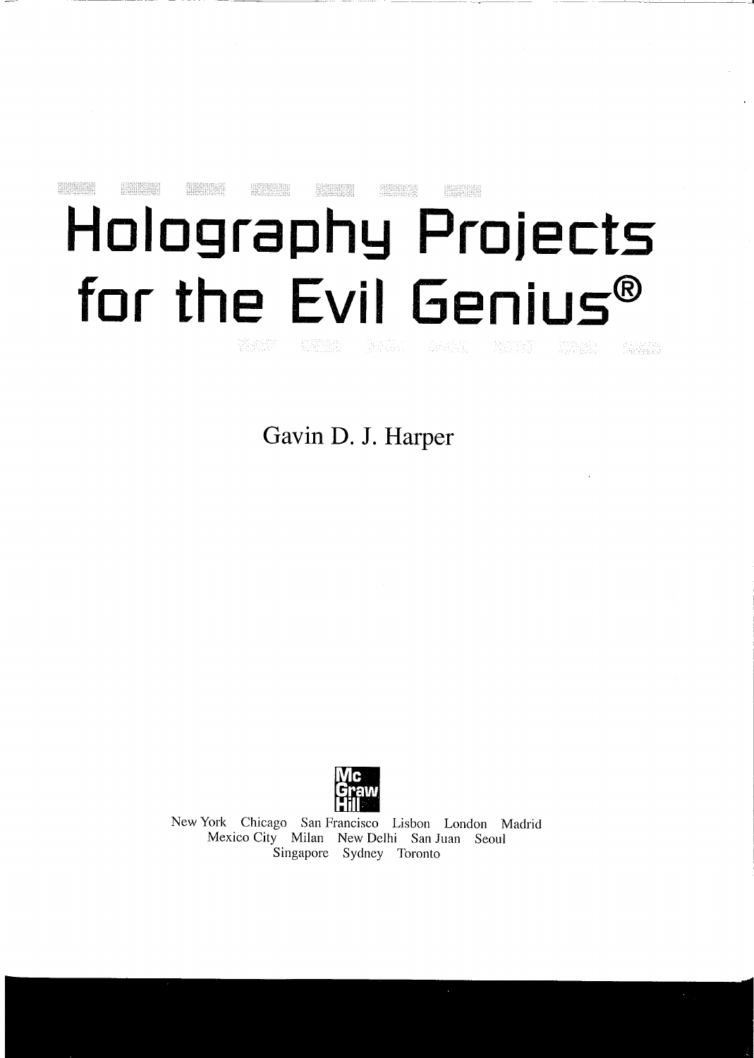# Holography Projects for the Evil Genius®

Gavin D. J. Harper

McGraw Hill

New York Chicago San Francisco Lisbon London Madrid
Mexico City Milan New Delhi San Juan Seoul
Singapore Sydney Toronto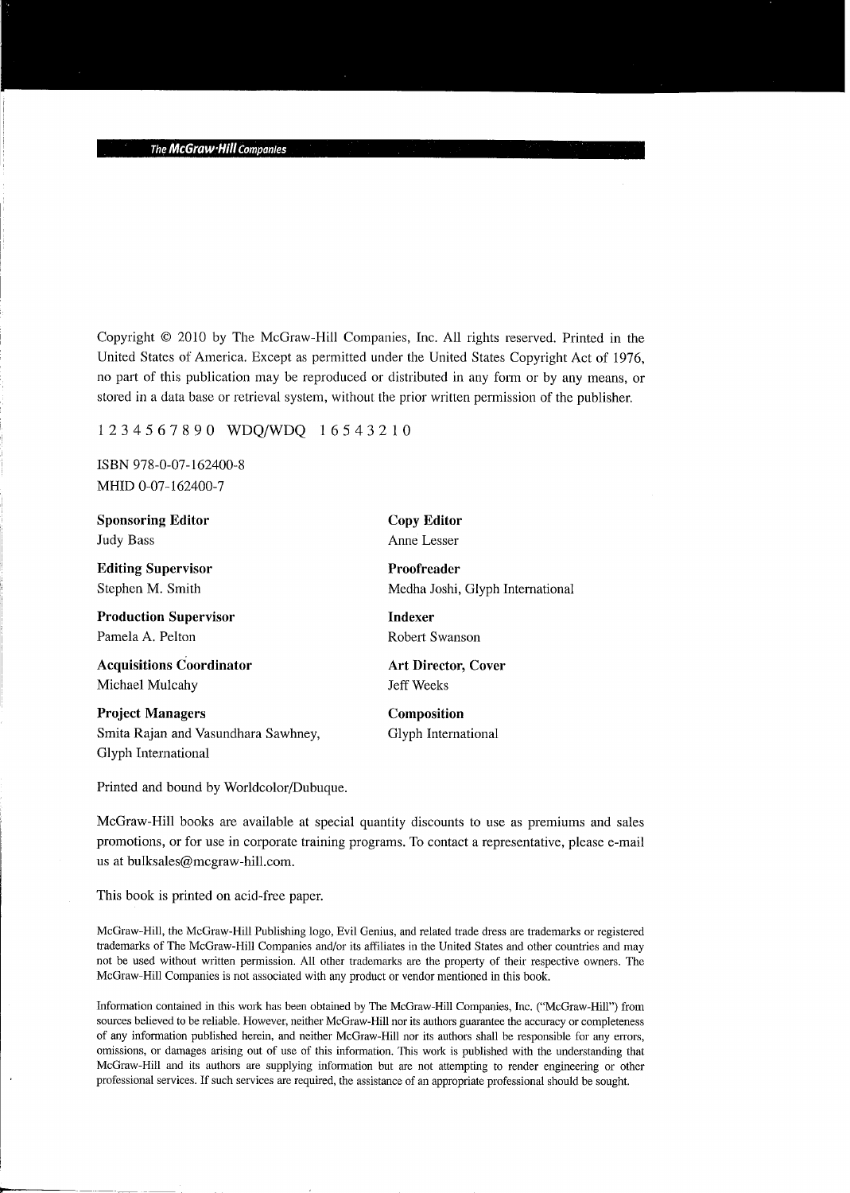The McGraw-Hill Companies

Copyright © 2010 by The McGraw-Hill Companies, Inc. All rights reserved. Printed in the United States of America. Except as permitted under the United States Copyright Act of 1976, no part of this publication may be reproduced or distributed in any form or by any means, or stored in a data base or retrieval system, without the prior written permission of the publisher.

1 2 3 4 5 6 7 8 9 0 WDQ/WDQ 1 6 5 4 3 2 1 0

ISBN 978-0-07-162400-8
MHID 0-07-162400-7

**Sponsoring Editor**
Judy Bass

**Editing Supervisor**
Stephen M. Smith

**Production Supervisor**
Pamela A. Pelton

**Acquisitions Coordinator**
Michael Mulcahy

**Project Managers**
Smita Rajan and Vasundhara Sawhney, Glyph International

**Copy Editor**
Anne Lesser

**Proofreader**
Medha Joshi, Glyph International

**Indexer**
Robert Swanson

**Art Director, Cover**
Jeff Weeks

**Composition**
Glyph International

Printed and bound by Worldcolor/Dubuque.

McGraw-Hill books are available at special quantity discounts to use as premiums and sales promotions, or for use in corporate training programs. To contact a representative, please e-mail us at bulksales@mcgraw-hill.com.

This book is printed on acid-free paper.

McGraw-Hill, the McGraw-Hill Publishing logo, Evil Genius, and related trade dress are trademarks or registered trademarks of The McGraw-Hill Companies and/or its affiliates in the United States and other countries and may not be used without written permission. All other trademarks are the property of their respective owners. The McGraw-Hill Companies is not associated with any product or vendor mentioned in this book.

Information contained in this work has been obtained by The McGraw-Hill Companies, Inc. ("McGraw-Hill") from sources believed to be reliable. However, neither McGraw-Hill nor its authors guarantee the accuracy or completeness of any information published herein, and neither McGraw-Hill nor its authors shall be responsible for any errors, omissions, or damages arising out of use of this information. This work is published with the understanding that McGraw-Hill and its authors are supplying information but are not attempting to render engineering or other professional services. If such services are required, the assistance of an appropriate professional should be sought.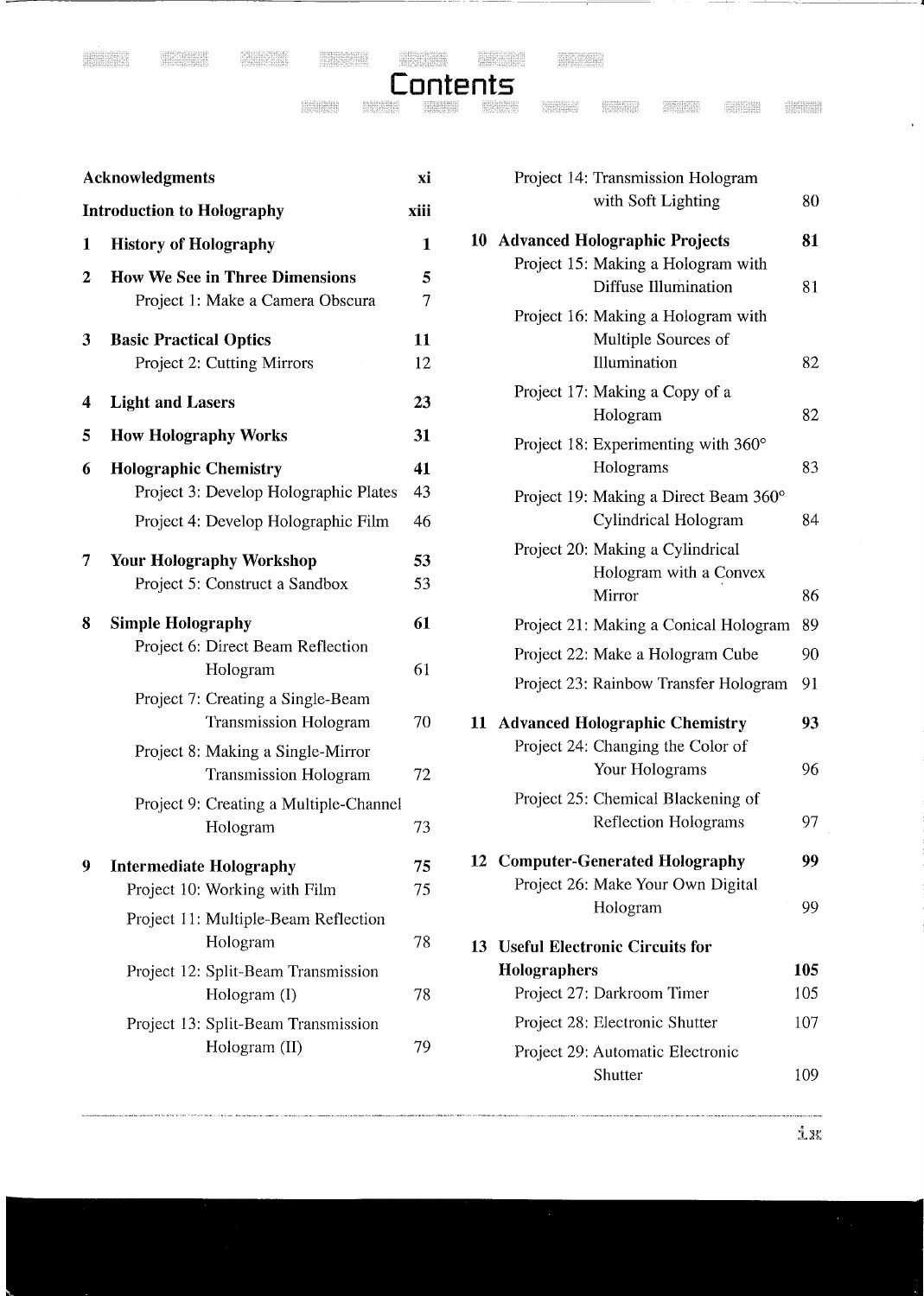# Contents

| | | |
|---|---|---|
| **Acknowledgments** | | **xi** |
| **Introduction to Holography** | | **xiii** |
| **1** | **History of Holography** | **1** |
| **2** | **How We See in Three Dimensions** | **5** |
| | Project 1: Make a Camera Obscura | 7 |
| **3** | **Basic Practical Optics** | **11** |
| | Project 2: Cutting Mirrors | 12 |
| **4** | **Light and Lasers** | **23** |
| **5** | **How Holography Works** | **31** |
| **6** | **Holographic Chemistry** | **41** |
| | Project 3: Develop Holographic Plates | 43 |
| | Project 4: Develop Holographic Film | 46 |
| **7** | **Your Holography Workshop** | **53** |
| | Project 5: Construct a Sandbox | 53 |
| **8** | **Simple Holography** | **61** |
| | Project 6: Direct Beam Reflection Hologram | 61 |
| | Project 7: Creating a Single-Beam Transmission Hologram | 70 |
| | Project 8: Making a Single-Mirror Transmission Hologram | 72 |
| | Project 9: Creating a Multiple-Channel Hologram | 73 |
| **9** | **Intermediate Holography** | **75** |
| | Project 10: Working with Film | 75 |
| | Project 11: Multiple-Beam Reflection Hologram | 78 |
| | Project 12: Split-Beam Transmission Hologram (I) | 78 |
| | Project 13: Split-Beam Transmission Hologram (II) | 79 |
| | Project 14: Transmission Hologram with Soft Lighting | 80 |
| **10** | **Advanced Holographic Projects** | **81** |
| | Project 15: Making a Hologram with Diffuse Illumination | 81 |
| | Project 16: Making a Hologram with Multiple Sources of Illumination | 82 |
| | Project 17: Making a Copy of a Hologram | 82 |
| | Project 18: Experimenting with 360° Holograms | 83 |
| | Project 19: Making a Direct Beam 360° Cylindrical Hologram | 84 |
| | Project 20: Making a Cylindrical Hologram with a Convex Mirror | 86 |
| | Project 21: Making a Conical Hologram | 89 |
| | Project 22: Make a Hologram Cube | 90 |
| | Project 23: Rainbow Transfer Hologram | 91 |
| **11** | **Advanced Holographic Chemistry** | **93** |
| | Project 24: Changing the Color of Your Holograms | 96 |
| | Project 25: Chemical Blackening of Reflection Holograms | 97 |
| **12** | **Computer-Generated Holography** | **99** |
| | Project 26: Make Your Own Digital Hologram | 99 |
| **13** | **Useful Electronic Circuits for Holographers** | **105** |
| | Project 27: Darkroom Timer | 105 |
| | Project 28: Electronic Shutter | 107 |
| | Project 29: Automatic Electronic Shutter | 109 |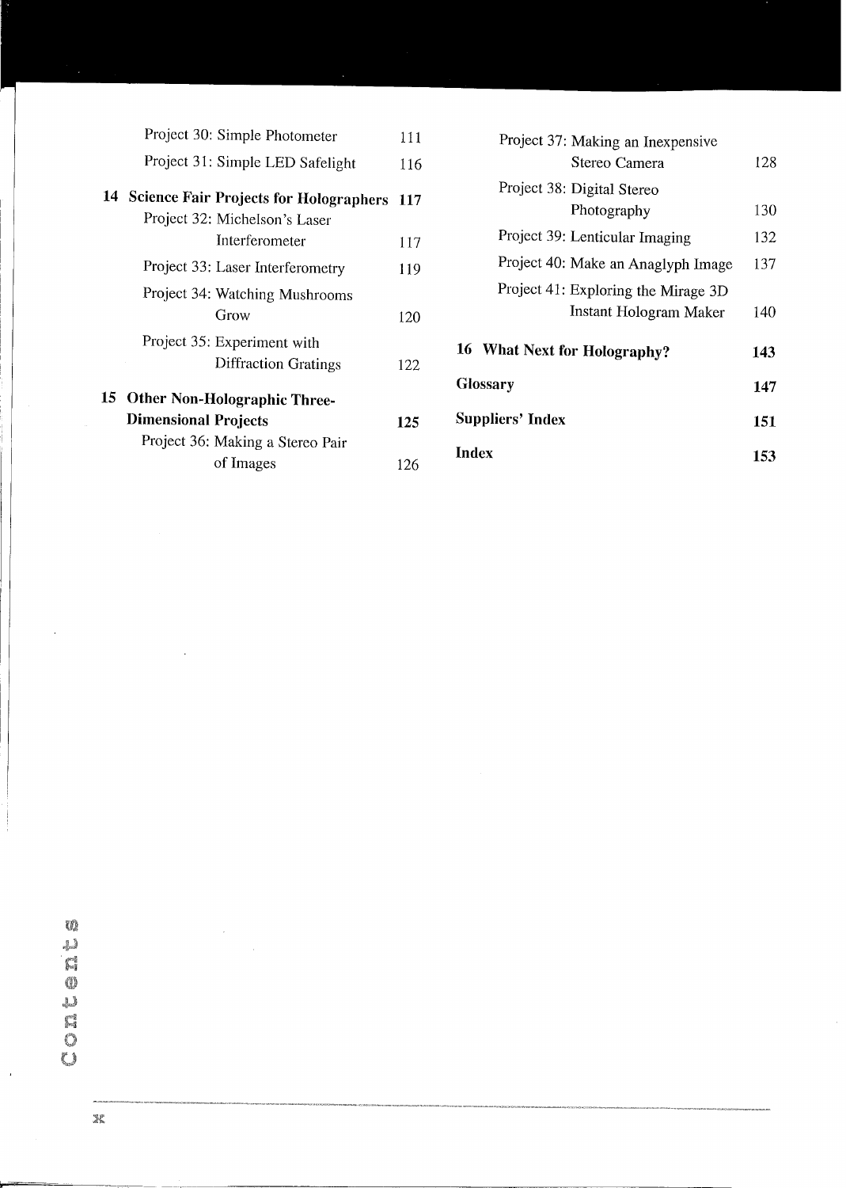Project 30: Simple Photometer 111

Project 31: Simple LED Safelight 116

**14 Science Fair Projects for Holographers 117**

Project 32: Michelson's Laser Interferometer 117

Project 33: Laser Interferometry 119

Project 34: Watching Mushrooms Grow 120

Project 35: Experiment with Diffraction Gratings 122

**15 Other Non-Holographic Three-Dimensional Projects 125**

Project 36: Making a Stereo Pair of Images 126

Project 37: Making an Inexpensive Stereo Camera 128

Project 38: Digital Stereo Photography 130

Project 39: Lenticular Imaging 132

Project 40: Make an Anaglyph Image 137

Project 41: Exploring the Mirage 3D Instant Hologram Maker 140

**16 What Next for Holography? 143**

**Glossary 147**

**Suppliers' Index 151**

**Index 153**